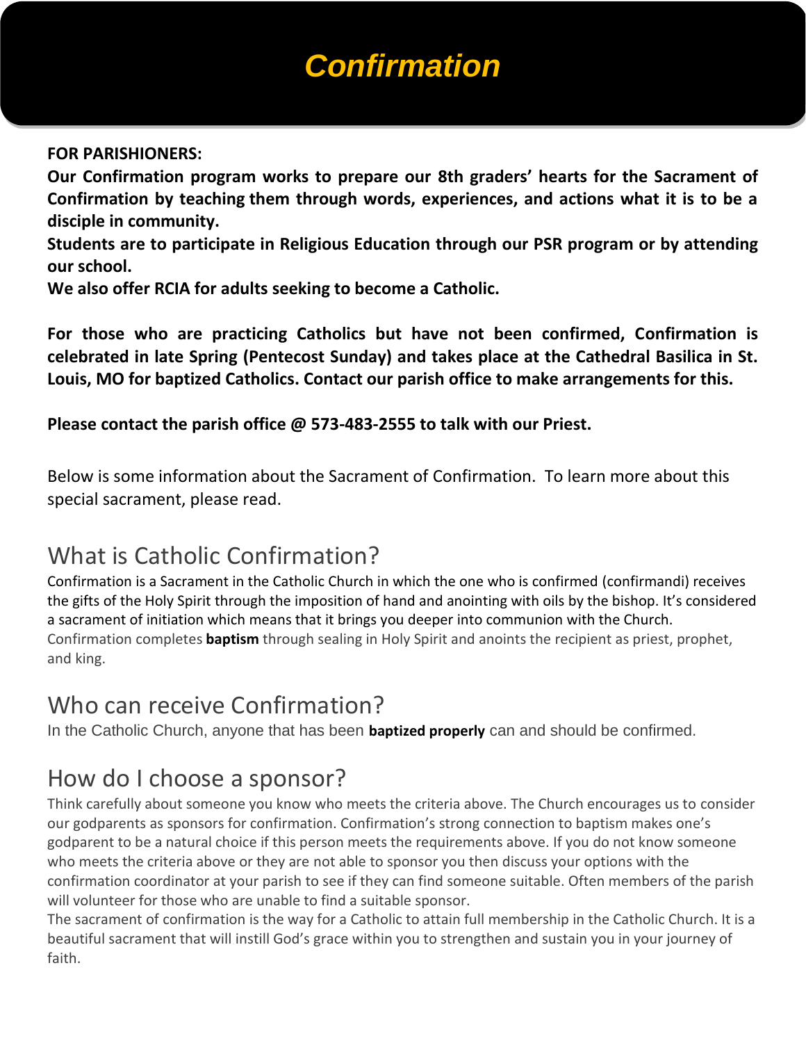# Confirmation

**FOR PARISHIONERS:**

**Our Confirmation program works to prepare our 8th graders' hearts for the Sacrament of Confirmation by teaching them through words, experiences, and actions what it is to be a disciple in community.**

**Students are to participate in Religious Education through our PSR program or by attending our school.**

**We also offer RCIA for adults seeking to become a Catholic.**

**For those who are practicing Catholics but have not been confirmed, Confirmation is celebrated in late Spring (Pentecost Sunday) and takes place at the Cathedral Basilica in St. Louis, MO for baptized Catholics. Contact our parish office to make arrangements for this.**

**Please contact the parish office @ 573-483-2555 to talk with our Priest.**

Below is some information about the Sacrament of Confirmation. To learn more about this special sacrament, please read.

## What is Catholic Confirmation?

Confirmation is a Sacrament in the Catholic Church in which the one who is confirmed (confirmandi) receives the gifts of the Holy Spirit through the imposition of hand and anointing with oils by the bishop. It's considered a sacrament of initiation which means that it brings you deeper into communion with the Church. Confirmation completes **baptism** through sealing in Holy Spirit and anoints the recipient as priest, prophet, and king.

## Who can receive Confirmation?

In the Catholic Church, anyone that has been **baptized properly** can and should be confirmed.

## How do I choose a sponsor?

Think carefully about someone you know who meets the criteria above. The Church encourages us to consider our godparents as sponsors for confirmation. Confirmation's strong connection to baptism makes one's godparent to be a natural choice if this person meets the requirements above. If you do not know someone who meets the criteria above or they are not able to sponsor you then discuss your options with the confirmation coordinator at your parish to see if they can find someone suitable. Often members of the parish will volunteer for those who are unable to find a suitable sponsor.

The sacrament of confirmation is the way for a Catholic to attain full membership in the Catholic Church. It is a beautiful sacrament that will instill God's grace within you to strengthen and sustain you in your journey of faith.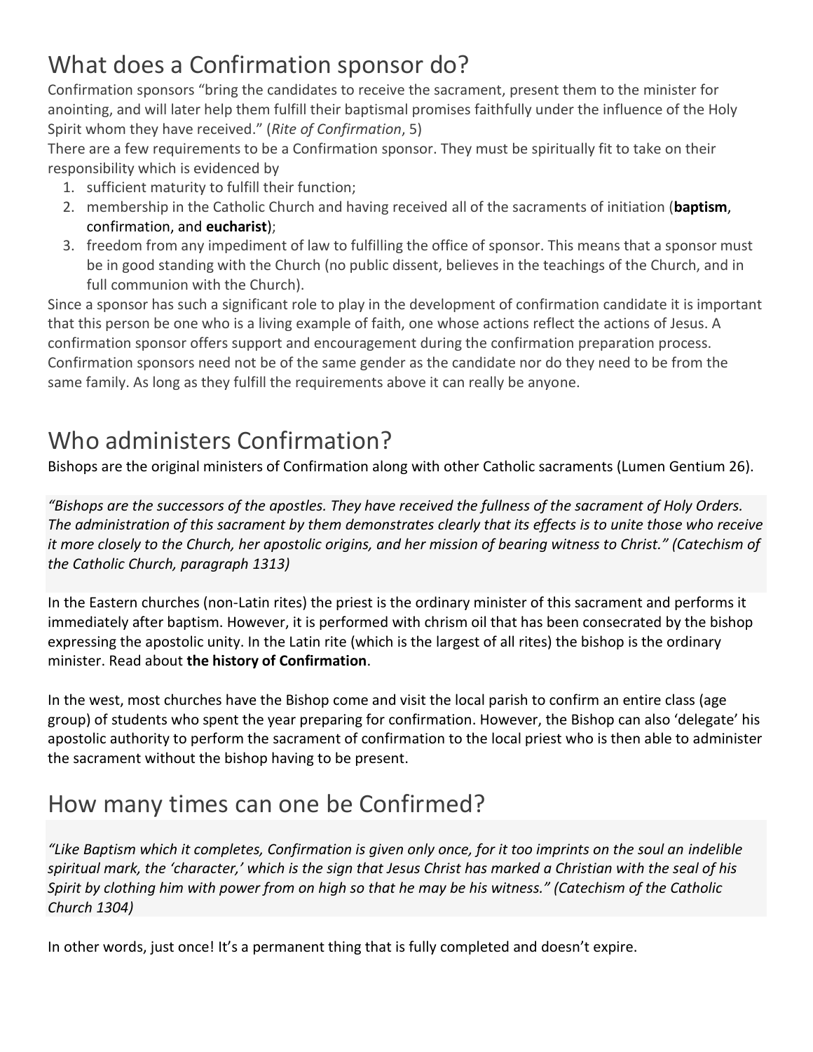## What does a Confirmation sponsor do?

Confirmation sponsors "bring the candidates to receive the sacrament, present them to the minister for anointing, and will later help them fulfill their baptismal promises faithfully under the influence of the Holy Spirit whom they have received." (*Rite of Confirmation*, 5)

There are a few requirements to be a Confirmation sponsor. They must be spiritually fit to take on their responsibility which is evidenced by

1. sufficient maturity to fulfill their function;
2. membership in the Catholic Church and having received all of the sacraments of initiation (**baptism**, confirmation, and **eucharist**);
3. freedom from any impediment of law to fulfilling the office of sponsor. This means that a sponsor must be in good standing with the Church (no public dissent, believes in the teachings of the Church, and in full communion with the Church).

Since a sponsor has such a significant role to play in the development of confirmation candidate it is important that this person be one who is a living example of faith, one whose actions reflect the actions of Jesus. A confirmation sponsor offers support and encouragement during the confirmation preparation process. Confirmation sponsors need not be of the same gender as the candidate nor do they need to be from the same family. As long as they fulfill the requirements above it can really be anyone.

## Who administers Confirmation?

Bishops are the original ministers of Confirmation along with other Catholic sacraments (Lumen Gentium 26).

> *"Bishops are the successors of the apostles. They have received the fullness of the sacrament of Holy Orders. The administration of this sacrament by them demonstrates clearly that its effects is to unite those who receive it more closely to the Church, her apostolic origins, and her mission of bearing witness to Christ." (Catechism of the Catholic Church, paragraph 1313)*

In the Eastern churches (non-Latin rites) the priest is the ordinary minister of this sacrament and performs it immediately after baptism. However, it is performed with chrism oil that has been consecrated by the bishop expressing the apostolic unity. In the Latin rite (which is the largest of all rites) the bishop is the ordinary minister. Read about **the history of Confirmation**.

In the west, most churches have the Bishop come and visit the local parish to confirm an entire class (age group) of students who spent the year preparing for confirmation. However, the Bishop can also 'delegate' his apostolic authority to perform the sacrament of confirmation to the local priest who is then able to administer the sacrament without the bishop having to be present.

## How many times can one be Confirmed?

> *"Like Baptism which it completes, Confirmation is given only once, for it too imprints on the soul an indelible spiritual mark, the 'character,' which is the sign that Jesus Christ has marked a Christian with the seal of his Spirit by clothing him with power from on high so that he may be his witness." (Catechism of the Catholic Church 1304)*

In other words, just once! It's a permanent thing that is fully completed and doesn't expire.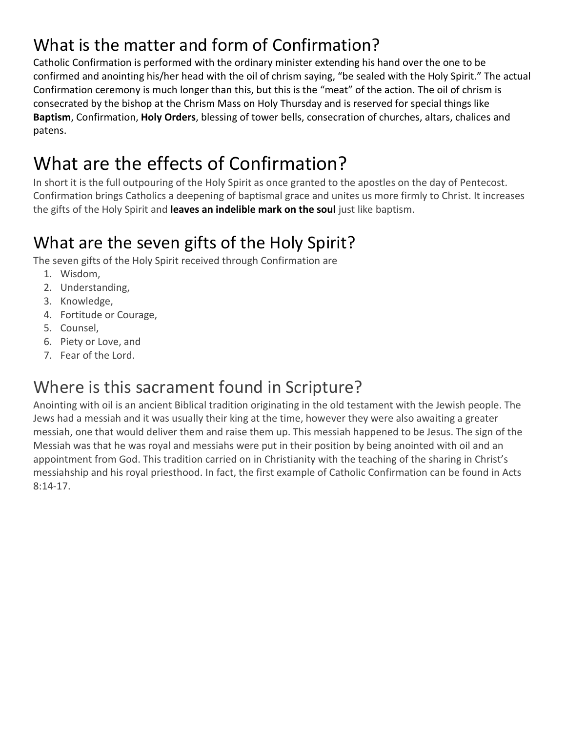## What is the matter and form of Confirmation?

Catholic Confirmation is performed with the ordinary minister extending his hand over the one to be confirmed and anointing his/her head with the oil of chrism saying, "be sealed with the Holy Spirit." The actual Confirmation ceremony is much longer than this, but this is the "meat" of the action. The oil of chrism is consecrated by the bishop at the Chrism Mass on Holy Thursday and is reserved for special things like **Baptism**, Confirmation, **Holy Orders**, blessing of tower bells, consecration of churches, altars, chalices and patens.

# What are the effects of Confirmation?

In short it is the full outpouring of the Holy Spirit as once granted to the apostles on the day of Pentecost. Confirmation brings Catholics a deepening of baptismal grace and unites us more firmly to Christ. It increases the gifts of the Holy Spirit and **leaves an indelible mark on the soul** just like baptism.

## What are the seven gifts of the Holy Spirit?

The seven gifts of the Holy Spirit received through Confirmation are

1. Wisdom,
2. Understanding,
3. Knowledge,
4. Fortitude or Courage,
5. Counsel,
6. Piety or Love, and
7. Fear of the Lord.

## Where is this sacrament found in Scripture?

Anointing with oil is an ancient Biblical tradition originating in the old testament with the Jewish people. The Jews had a messiah and it was usually their king at the time, however they were also awaiting a greater messiah, one that would deliver them and raise them up. This messiah happened to be Jesus. The sign of the Messiah was that he was royal and messiahs were put in their position by being anointed with oil and an appointment from God. This tradition carried on in Christianity with the teaching of the sharing in Christ's messiahship and his royal priesthood. In fact, the first example of Catholic Confirmation can be found in Acts 8:14-17.